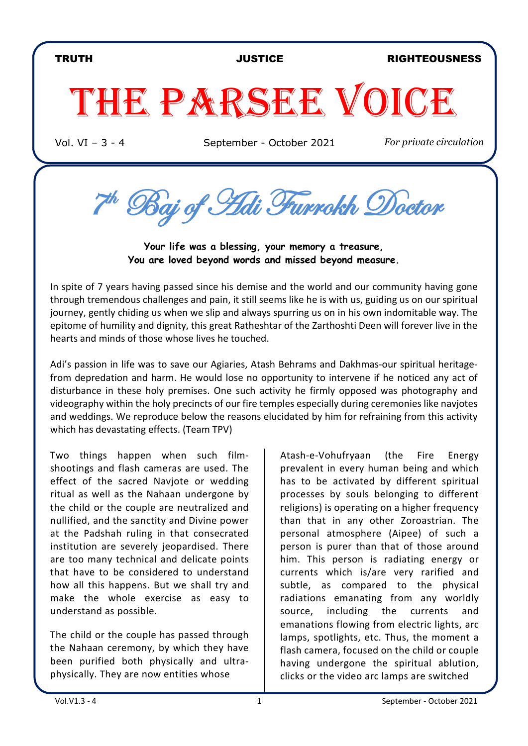TRUTH JUSTICE RIGHTEOUSNESS

# THE PARSEE VOICE

Vol. VI – 3 - 4 September - October 2021 *For private circulation*

## *7th Baj of Adi Furrokh Doctor*

**Your life was a blessing, your memory a treasure,**
**You are loved beyond words and missed beyond measure.**

In spite of 7 years having passed since his demise and the world and our community having gone through tremendous challenges and pain, it still seems like he is with us, guiding us on our spiritual journey, gently chiding us when we slip and always spurring us on in his own indomitable way. The epitome of humility and dignity, this great Ratheshtar of the Zarthoshti Deen will forever live in the hearts and minds of those whose lives he touched.

Adi's passion in life was to save our Agiaries, Atash Behrams and Dakhmas-our spiritual heritage-from depredation and harm. He would lose no opportunity to intervene if he noticed any act of disturbance in these holy premises. One such activity he firmly opposed was photography and videography within the holy precincts of our fire temples especially during ceremonies like navjotes and weddings. We reproduce below the reasons elucidated by him for refraining from this activity which has devastating effects. (Team TPV)

Two things happen when such film-shootings and flash cameras are used. The effect of the sacred Navjote or wedding ritual as well as the Nahaan undergone by the child or the couple are neutralized and nullified, and the sanctity and Divine power at the Padshah ruling in that consecrated institution are severely jeopardised. There are too many technical and delicate points that have to be considered to understand how all this happens. But we shall try and make the whole exercise as easy to understand as possible.

The child or the couple has passed through the Nahaan ceremony, by which they have been purified both physically and ultra-physically. They are now entities whose Atash-e-Vohufryaan (the Fire Energy prevalent in every human being and which has to be activated by different spiritual processes by souls belonging to different religions) is operating on a higher frequency than that in any other Zoroastrian. The personal atmosphere (Aipee) of such a person is purer than that of those around him. This person is radiating energy or currents which is/are very rarified and subtle, as compared to the physical radiations emanating from any worldly source, including the currents and emanations flowing from electric lights, arc lamps, spotlights, etc. Thus, the moment a flash camera, focused on the child or couple having undergone the spiritual ablution, clicks or the video arc lamps are switched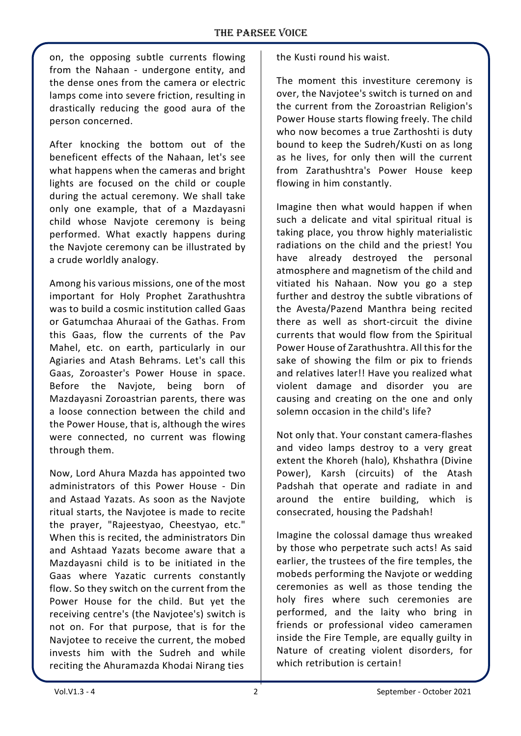on, the opposing subtle currents flowing from the Nahaan - undergone entity, and the dense ones from the camera or electric lamps come into severe friction, resulting in drastically reducing the good aura of the person concerned.

After knocking the bottom out of the beneficent effects of the Nahaan, let's see what happens when the cameras and bright lights are focused on the child or couple during the actual ceremony. We shall take only one example, that of a Mazdayasni child whose Navjote ceremony is being performed. What exactly happens during the Navjote ceremony can be illustrated by a crude worldly analogy.

Among his various missions, one of the most important for Holy Prophet Zarathushtra was to build a cosmic institution called Gaas or Gatumchaa Ahuraai of the Gathas. From this Gaas, flow the currents of the Pav Mahel, etc. on earth, particularly in our Agiaries and Atash Behrams. Let's call this Gaas, Zoroaster's Power House in space. Before the Navjote, being born of Mazdayasni Zoroastrian parents, there was a loose connection between the child and the Power House, that is, although the wires were connected, no current was flowing through them.

Now, Lord Ahura Mazda has appointed two administrators of this Power House - Din and Astaad Yazats. As soon as the Navjote ritual starts, the Navjotee is made to recite the prayer, "Rajeestyao, Cheestyao, etc." When this is recited, the administrators Din and Ashtaad Yazats become aware that a Mazdayasni child is to be initiated in the Gaas where Yazatic currents constantly flow. So they switch on the current from the Power House for the child. But yet the receiving centre's (the Navjotee's) switch is not on. For that purpose, that is for the Navjotee to receive the current, the mobed invests him with the Sudreh and while reciting the Ahuramazda Khodai Nirang ties the Kusti round his waist.

The moment this investiture ceremony is over, the Navjotee's switch is turned on and the current from the Zoroastrian Religion's Power House starts flowing freely. The child who now becomes a true Zarthoshti is duty bound to keep the Sudreh/Kusti on as long as he lives, for only then will the current from Zarathushtra's Power House keep flowing in him constantly.

Imagine then what would happen if when such a delicate and vital spiritual ritual is taking place, you throw highly materialistic radiations on the child and the priest! You have already destroyed the personal atmosphere and magnetism of the child and vitiated his Nahaan. Now you go a step further and destroy the subtle vibrations of the Avesta/Pazend Manthra being recited there as well as short-circuit the divine currents that would flow from the Spiritual Power House of Zarathushtra. All this for the sake of showing the film or pix to friends and relatives later!! Have you realized what violent damage and disorder you are causing and creating on the one and only solemn occasion in the child's life?

Not only that. Your constant camera-flashes and video lamps destroy to a very great extent the Khoreh (halo), Khshathra (Divine Power), Karsh (circuits) of the Atash Padshah that operate and radiate in and around the entire building, which is consecrated, housing the Padshah!

Imagine the colossal damage thus wreaked by those who perpetrate such acts! As said earlier, the trustees of the fire temples, the mobeds performing the Navjote or wedding ceremonies as well as those tending the holy fires where such ceremonies are performed, and the laity who bring in friends or professional video cameramen inside the Fire Temple, are equally guilty in Nature of creating violent disorders, for which retribution is certain!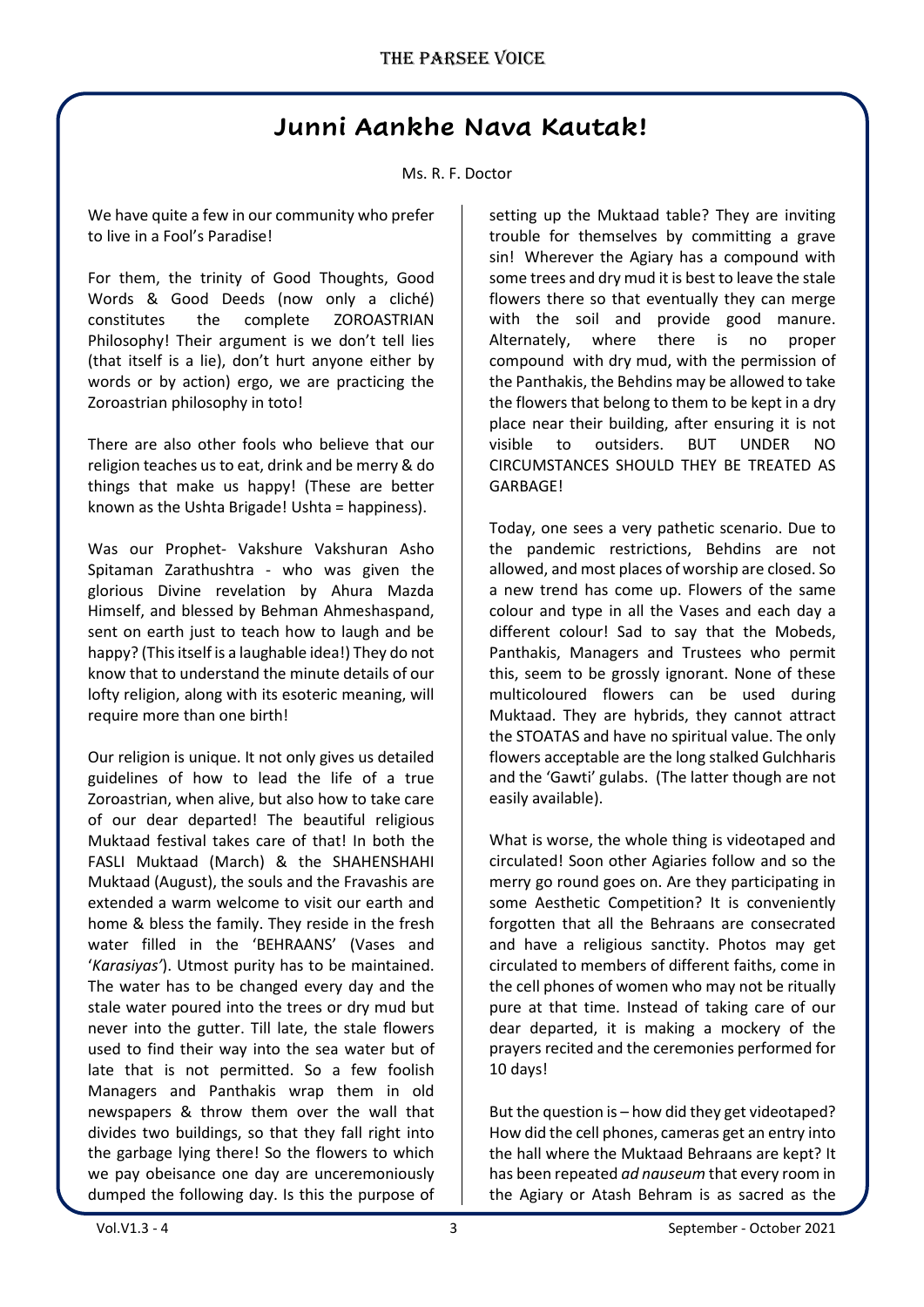# Junni Aankhe Nava Kautak!

Ms. R. F. Doctor

We have quite a few in our community who prefer to live in a Fool's Paradise!

For them, the trinity of Good Thoughts, Good Words & Good Deeds (now only a cliché) constitutes the complete ZOROASTRIAN Philosophy! Their argument is we don't tell lies (that itself is a lie), don't hurt anyone either by words or by action) ergo, we are practicing the Zoroastrian philosophy in toto!

There are also other fools who believe that our religion teaches us to eat, drink and be merry & do things that make us happy! (These are better known as the Ushta Brigade! Ushta = happiness).

Was our Prophet- Vakshure Vakshuran Asho Spitaman Zarathushtra - who was given the glorious Divine revelation by Ahura Mazda Himself, and blessed by Behman Ahmeshaspand, sent on earth just to teach how to laugh and be happy? (This itself is a laughable idea!) They do not know that to understand the minute details of our lofty religion, along with its esoteric meaning, will require more than one birth!

Our religion is unique. It not only gives us detailed guidelines of how to lead the life of a true Zoroastrian, when alive, but also how to take care of our dear departed! The beautiful religious Muktaad festival takes care of that! In both the FASLI Muktaad (March) & the SHAHENSHAHI Muktaad (August), the souls and the Fravashis are extended a warm welcome to visit our earth and home & bless the family. They reside in the fresh water filled in the 'BEHRAANS' (Vases and '*Karasiyas*'). Utmost purity has to be maintained. The water has to be changed every day and the stale water poured into the trees or dry mud but never into the gutter. Till late, the stale flowers used to find their way into the sea water but of late that is not permitted. So a few foolish Managers and Panthakis wrap them in old newspapers & throw them over the wall that divides two buildings, so that they fall right into the garbage lying there! So the flowers to which we pay obeisance one day are unceremoniously dumped the following day. Is this the purpose of setting up the Muktaad table? They are inviting trouble for themselves by committing a grave sin! Wherever the Agiary has a compound with some trees and dry mud it is best to leave the stale flowers there so that eventually they can merge with the soil and provide good manure. Alternately, where there is no proper compound with dry mud, with the permission of the Panthakis, the Behdins may be allowed to take the flowers that belong to them to be kept in a dry place near their building, after ensuring it is not visible to outsiders. BUT UNDER NO CIRCUMSTANCES SHOULD THEY BE TREATED AS GARBAGE!

Today, one sees a very pathetic scenario. Due to the pandemic restrictions, Behdins are not allowed, and most places of worship are closed. So a new trend has come up. Flowers of the same colour and type in all the Vases and each day a different colour! Sad to say that the Mobeds, Panthakis, Managers and Trustees who permit this, seem to be grossly ignorant. None of these multicoloured flowers can be used during Muktaad. They are hybrids, they cannot attract the STOATAS and have no spiritual value. The only flowers acceptable are the long stalked Gulchharis and the 'Gawti' gulabs. (The latter though are not easily available).

What is worse, the whole thing is videotaped and circulated! Soon other Agiaries follow and so the merry go round goes on. Are they participating in some Aesthetic Competition? It is conveniently forgotten that all the Behraans are consecrated and have a religious sanctity. Photos may get circulated to members of different faiths, come in the cell phones of women who may not be ritually pure at that time. Instead of taking care of our dear departed, it is making a mockery of the prayers recited and the ceremonies performed for 10 days!

But the question is – how did they get videotaped? How did the cell phones, cameras get an entry into the hall where the Muktaad Behraans are kept? It has been repeated *ad nauseum* that every room in the Agiary or Atash Behram is as sacred as the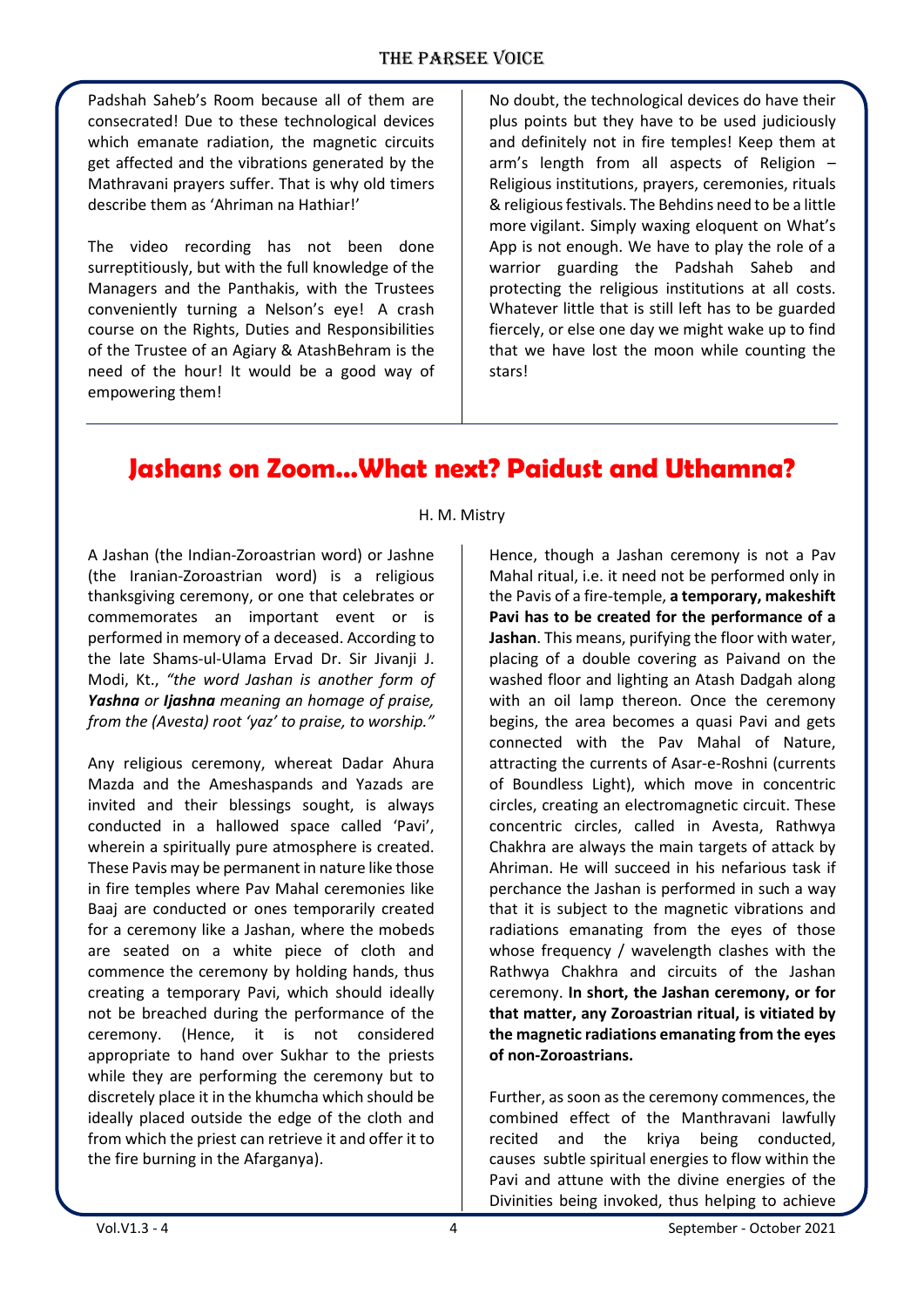Padshah Saheb's Room because all of them are consecrated! Due to these technological devices which emanate radiation, the magnetic circuits get affected and the vibrations generated by the Mathravani prayers suffer. That is why old timers describe them as 'Ahriman na Hathiar!'

The video recording has not been done surreptitiously, but with the full knowledge of the Managers and the Panthakis, with the Trustees conveniently turning a Nelson's eye! A crash course on the Rights, Duties and Responsibilities of the Trustee of an Agiary & AtashBehram is the need of the hour! It would be a good way of empowering them!

No doubt, the technological devices do have their plus points but they have to be used judiciously and definitely not in fire temples! Keep them at arm's length from all aspects of Religion – Religious institutions, prayers, ceremonies, rituals & religious festivals. The Behdins need to be a little more vigilant. Simply waxing eloquent on What's App is not enough. We have to play the role of a warrior guarding the Padshah Saheb and protecting the religious institutions at all costs. Whatever little that is still left has to be guarded fiercely, or else one day we might wake up to find that we have lost the moon while counting the stars!

# Jashans on Zoom…What next? Paidust and Uthamna?

H. M. Mistry

A Jashan (the Indian-Zoroastrian word) or Jashne (the Iranian-Zoroastrian word) is a religious thanksgiving ceremony, or one that celebrates or commemorates an important event or is performed in memory of a deceased. According to the late Shams-ul-Ulama Ervad Dr. Sir Jivanji J. Modi, Kt., *"the word Jashan is another form of **Yashna** or **Ijashna** meaning an homage of praise, from the (Avesta) root 'yaz' to praise, to worship."*

Any religious ceremony, whereat Dadar Ahura Mazda and the Ameshaspands and Yazads are invited and their blessings sought, is always conducted in a hallowed space called 'Pavi', wherein a spiritually pure atmosphere is created. These Pavis may be permanent in nature like those in fire temples where Pav Mahal ceremonies like Baaj are conducted or ones temporarily created for a ceremony like a Jashan, where the mobeds are seated on a white piece of cloth and commence the ceremony by holding hands, thus creating a temporary Pavi, which should ideally not be breached during the performance of the ceremony. (Hence, it is not considered appropriate to hand over Sukhar to the priests while they are performing the ceremony but to discretely place it in the khumcha which should be ideally placed outside the edge of the cloth and from which the priest can retrieve it and offer it to the fire burning in the Afarganya).

Hence, though a Jashan ceremony is not a Pav Mahal ritual, i.e. it need not be performed only in the Pavis of a fire-temple, **a temporary, makeshift Pavi has to be created for the performance of a Jashan**. This means, purifying the floor with water, placing of a double covering as Paivand on the washed floor and lighting an Atash Dadgah along with an oil lamp thereon. Once the ceremony begins, the area becomes a quasi Pavi and gets connected with the Pav Mahal of Nature, attracting the currents of Asar-e-Roshni (currents of Boundless Light), which move in concentric circles, creating an electromagnetic circuit. These concentric circles, called in Avesta, Rathwya Chakhra are always the main targets of attack by Ahriman. He will succeed in his nefarious task if perchance the Jashan is performed in such a way that it is subject to the magnetic vibrations and radiations emanating from the eyes of those whose frequency / wavelength clashes with the Rathwya Chakhra and circuits of the Jashan ceremony. **In short, the Jashan ceremony, or for that matter, any Zoroastrian ritual, is vitiated by the magnetic radiations emanating from the eyes of non-Zoroastrians.**

Further, as soon as the ceremony commences, the combined effect of the Manthravani lawfully recited and the kriya being conducted, causes subtle spiritual energies to flow within the Pavi and attune with the divine energies of the Divinities being invoked, thus helping to achieve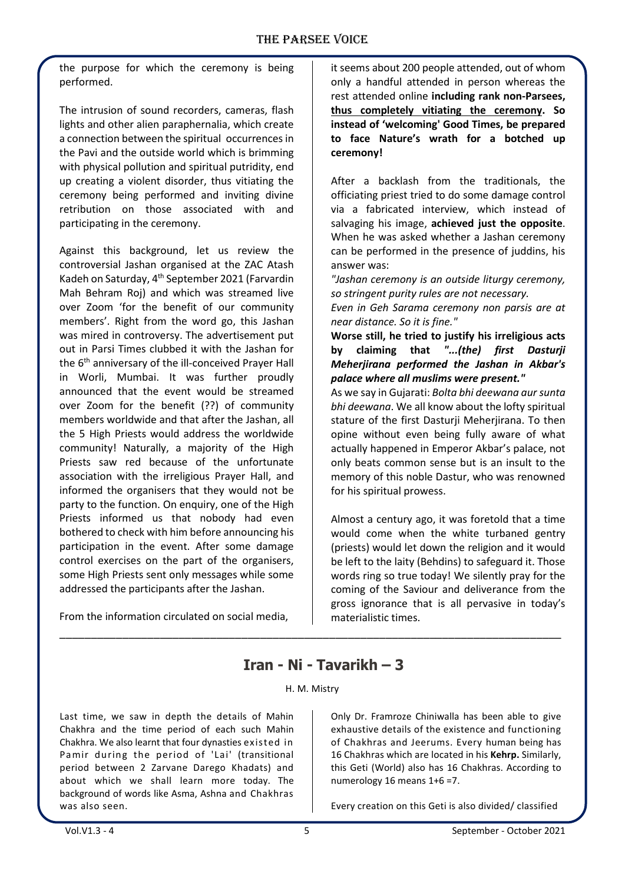the purpose for which the ceremony is being performed.

The intrusion of sound recorders, cameras, flash lights and other alien paraphernalia, which create a connection between the spiritual occurrences in the Pavi and the outside world which is brimming with physical pollution and spiritual putridity, end up creating a violent disorder, thus vitiating the ceremony being performed and inviting divine retribution on those associated with and participating in the ceremony.

Against this background, let us review the controversial Jashan organised at the ZAC Atash Kadeh on Saturday, 4th September 2021 (Farvardin Mah Behram Roj) and which was streamed live over Zoom 'for the benefit of our community members'. Right from the word go, this Jashan was mired in controversy. The advertisement put out in Parsi Times clubbed it with the Jashan for the 6th anniversary of the ill-conceived Prayer Hall in Worli, Mumbai. It was further proudly announced that the event would be streamed over Zoom for the benefit (??) of community members worldwide and that after the Jashan, all the 5 High Priests would address the worldwide community! Naturally, a majority of the High Priests saw red because of the unfortunate association with the irreligious Prayer Hall, and informed the organisers that they would not be party to the function. On enquiry, one of the High Priests informed us that nobody had even bothered to check with him before announcing his participation in the event. After some damage control exercises on the part of the organisers, some High Priests sent only messages while some addressed the participants after the Jashan.

From the information circulated on social media, it seems about 200 people attended, out of whom only a handful attended in person whereas the rest attended online **including rank non-Parsees, thus completely vitiating the ceremony. So instead of 'welcoming' Good Times, be prepared to face Nature's wrath for a botched up ceremony!**

After a backlash from the traditionals, the officiating priest tried to do some damage control via a fabricated interview, which instead of salvaging his image, **achieved just the opposite**. When he was asked whether a Jashan ceremony can be performed in the presence of juddins, his answer was:

*"Jashan ceremony is an outside liturgy ceremony, so stringent purity rules are not necessary.*

*Even in Geh Sarama ceremony non parsis are at near distance. So it is fine."*

**Worse still, he tried to justify his irreligious acts by claiming that *"...(the) first Dasturji Meherjirana performed the Jashan in Akbar's palace where all muslims were present."***

As we say in Gujarati: *Bolta bhi deewana aur sunta bhi deewana*. We all know about the lofty spiritual stature of the first Dasturji Meherjirana. To then opine without even being fully aware of what actually happened in Emperor Akbar's palace, not only beats common sense but is an insult to the memory of this noble Dastur, who was renowned for his spiritual prowess.

Almost a century ago, it was foretold that a time would come when the white turbaned gentry (priests) would let down the religion and it would be left to the laity (Behdins) to safeguard it. Those words ring so true today! We silently pray for the coming of the Saviour and deliverance from the gross ignorance that is all pervasive in today's materialistic times.

---

## Iran - Ni - Tavarikh – 3

H. M. Mistry

Last time, we saw in depth the details of Mahin Chakhra and the time period of each such Mahin Chakhra. We also learnt that four dynasties existed in Pamir during the period of 'Lai' (transitional period between 2 Zarvane Darego Khadats) and about which we shall learn more today. The background of words like Asma, Ashna and Chakhras was also seen.

Only Dr. Framroze Chiniwalla has been able to give exhaustive details of the existence and functioning of Chakhras and Jeerums. Every human being has 16 Chakhras which are located in his **Kehrp.** Similarly, this Geti (World) also has 16 Chakhras. According to numerology 16 means 1+6 =7.

Every creation on this Geti is also divided/ classified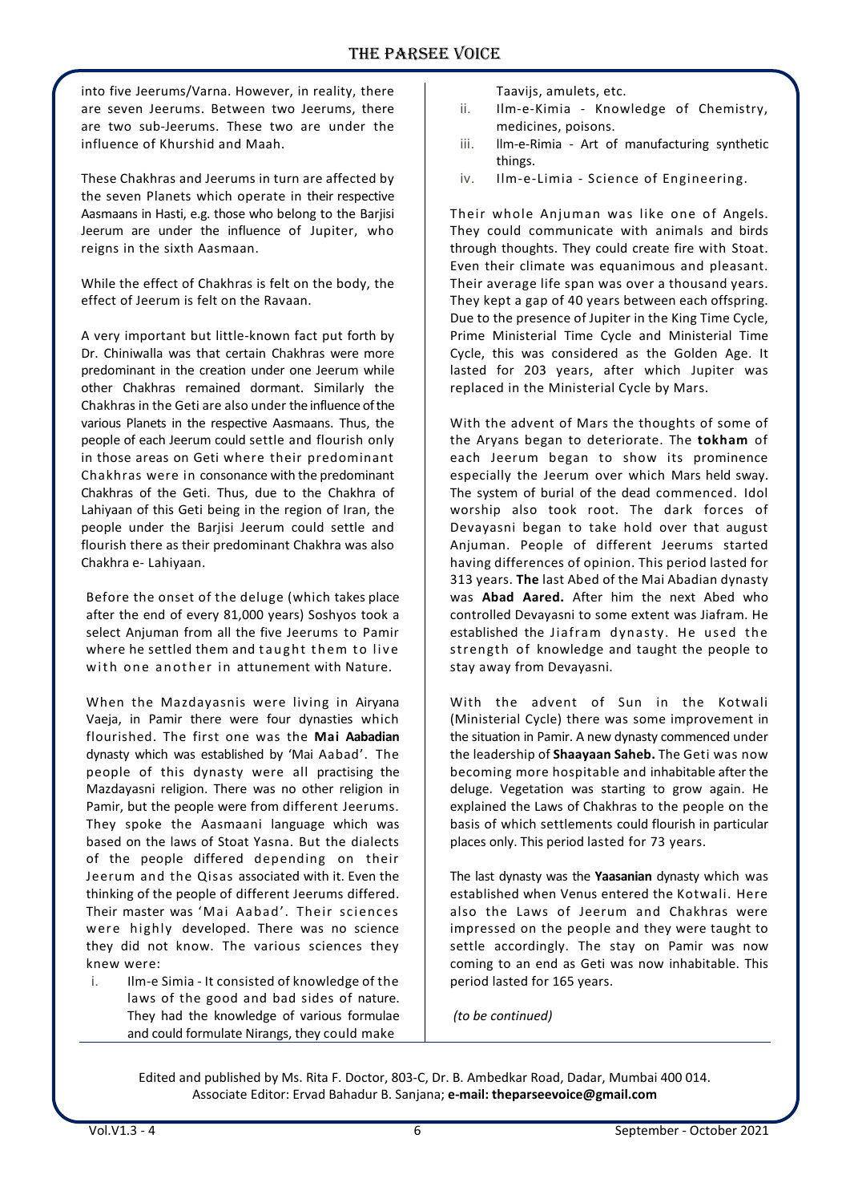into five Jeerums/Varna. However, in reality, there are seven Jeerums. Between two Jeerums, there are two sub-Jeerums. These two are under the influence of Khurshid and Maah.

These Chakhras and Jeerums in turn are affected by the seven Planets which operate in their respective Aasmaans in Hasti, e.g. those who belong to the Barjisi Jeerum are under the influence of Jupiter, who reigns in the sixth Aasmaan.

While the effect of Chakhras is felt on the body, the effect of Jeerum is felt on the Ravaan.

A very important but little-known fact put forth by Dr. Chiniwalla was that certain Chakhras were more predominant in the creation under one Jeerum while other Chakhras remained dormant. Similarly the Chakhras in the Geti are also under the influence of the various Planets in the respective Aasmaans. Thus, the people of each Jeerum could settle and flourish only in those areas on Geti where their predominant Chakhras were in consonance with the predominant Chakhras of the Geti. Thus, due to the Chakhra of Lahiyaan of this Geti being in the region of Iran, the people under the Barjisi Jeerum could settle and flourish there as their predominant Chakhra was also Chakhra e- Lahiyaan.

Before the onset of the deluge (which takes place after the end of every 81,000 years) Soshyos took a select Anjuman from all the five Jeerums to Pamir where he settled them and taught them to live with one another in attunement with Nature.

When the Mazdayasnis were living in Airyana Vaeja, in Pamir there were four dynasties which flourished. The first one was the **Mai Aabadian** dynasty which was established by 'Mai Aabad'. The people of this dynasty were all practising the Mazdayasni religion. There was no other religion in Pamir, but the people were from different Jeerums. They spoke the Aasmaani language which was based on the laws of Stoat Yasna. But the dialects of the people differed depending on their Jeerum and the Qisas associated with it. Even the thinking of the people of different Jeerums differed. Their master was 'Mai Aabad'. Their sciences were highly developed. There was no science they did not know. The various sciences they knew were:

i. Ilm-e Simia - It consisted of knowledge of the laws of the good and bad sides of nature. They had the knowledge of various formulae and could formulate Nirangs, they could make Taavijs, amulets, etc.
ii. Ilm-e-Kimia - Knowledge of Chemistry, medicines, poisons.
iii. Ilm-e-Rimia - Art of manufacturing synthetic things.
iv. Ilm-e-Limia - Science of Engineering.

Their whole Anjuman was like one of Angels. They could communicate with animals and birds through thoughts. They could create fire with Stoat. Even their climate was equanimous and pleasant. Their average life span was over a thousand years. They kept a gap of 40 years between each offspring. Due to the presence of Jupiter in the King Time Cycle, Prime Ministerial Time Cycle and Ministerial Time Cycle, this was considered as the Golden Age. It lasted for 203 years, after which Jupiter was replaced in the Ministerial Cycle by Mars.

With the advent of Mars the thoughts of some of the Aryans began to deteriorate. The **tokham** of each Jeerum began to show its prominence especially the Jeerum over which Mars held sway. The system of burial of the dead commenced. Idol worship also took root. The dark forces of Devayasni began to take hold over that august Anjuman. People of different Jeerums started having differences of opinion. This period lasted for 313 years. **The** last Abed of the Mai Abadian dynasty was **Abad Aared.** After him the next Abed who controlled Devayasni to some extent was Jiafram. He established the Jiafram dynasty. He used the strength of knowledge and taught the people to stay away from Devayasni.

With the advent of Sun in the Kotwali (Ministerial Cycle) there was some improvement in the situation in Pamir. A new dynasty commenced under the leadership of **Shaayaan Saheb.** The Geti was now becoming more hospitable and inhabitable after the deluge. Vegetation was starting to grow again. He explained the Laws of Chakhras to the people on the basis of which settlements could flourish in particular places only. This period lasted for 73 years.

The last dynasty was the **Yaasanian** dynasty which was established when Venus entered the Kotwali. Here also the Laws of Jeerum and Chakhras were impressed on the people and they were taught to settle accordingly. The stay on Pamir was now coming to an end as Geti was now inhabitable. This period lasted for 165 years.

*(to be continued)*

Edited and published by Ms. Rita F. Doctor, 803-C, Dr. B. Ambedkar Road, Dadar, Mumbai 400 014.
Associate Editor: Ervad Bahadur B. Sanjana; **e-mail: theparseevoice@gmail.com**